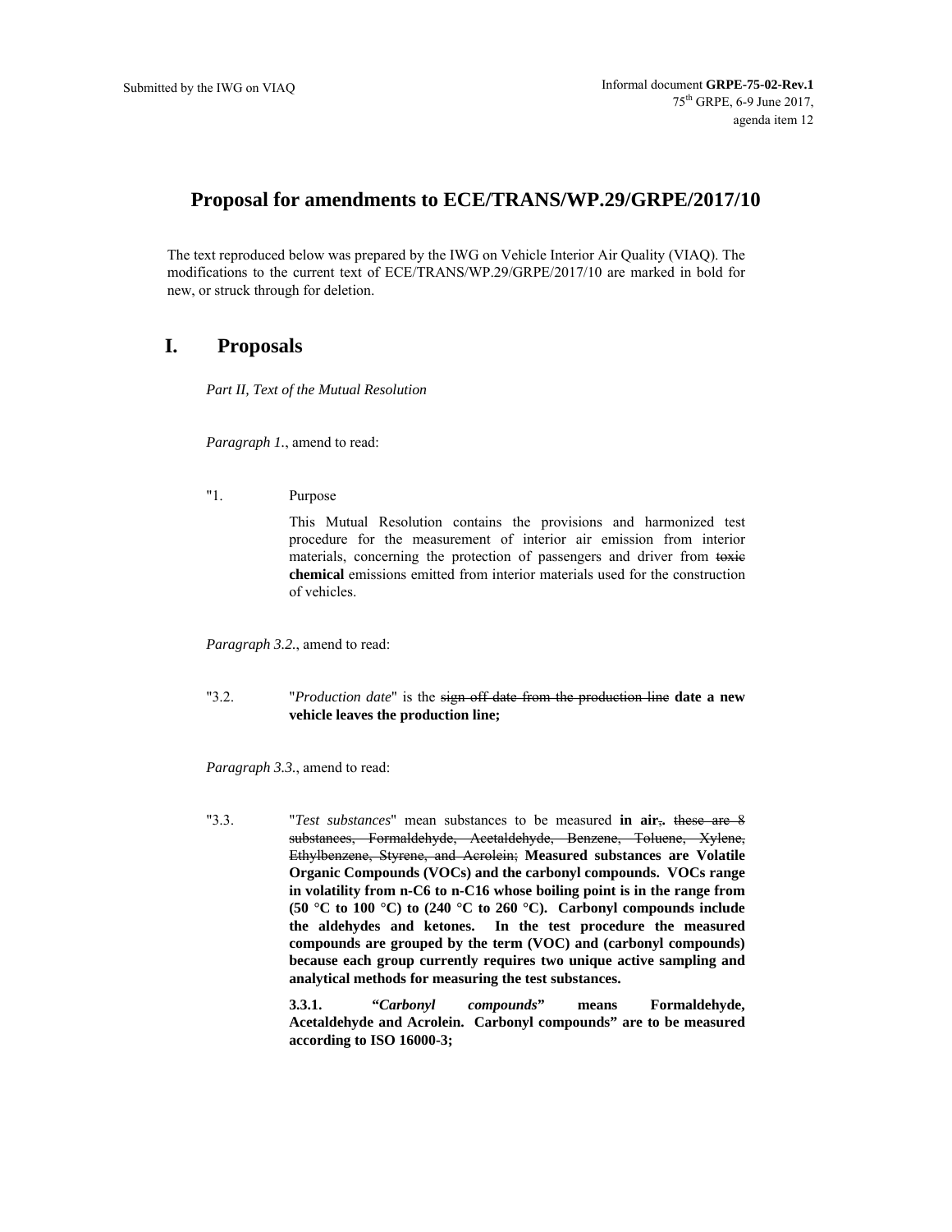Submitted by the IWG on VIAQ

Informal document **GRPE-75-02-Rev.1**
75th GRPE, 6-9 June 2017,
agenda item 12

# Proposal for amendments to ECE/TRANS/WP.29/GRPE/2017/10

The text reproduced below was prepared by the IWG on Vehicle Interior Air Quality (VIAQ). The modifications to the current text of ECE/TRANS/WP.29/GRPE/2017/10 are marked in bold for new, or struck through for deletion.

## I. Proposals

*Part II, Text of the Mutual Resolution*

*Paragraph 1.*, amend to read:

"1. Purpose

This Mutual Resolution contains the provisions and harmonized test procedure for the measurement of interior air emission from interior materials, concerning the protection of passengers and driver from ~~toxic~~ **chemical** emissions emitted from interior materials used for the construction of vehicles.

*Paragraph 3.2.*, amend to read:

"3.2. "*Production date*" is the ~~sign off date from the production line~~ **date a new vehicle leaves the production line;**

*Paragraph 3.3.*, amend to read:

"3.3. "*Test substances*" mean substances to be measured **in air**~~,~~**.** ~~these are 8 substances, Formaldehyde, Acetaldehyde, Benzene, Toluene, Xylene, Ethylbenzene, Styrene, and Acrolein;~~ **Measured substances are Volatile Organic Compounds (VOCs) and the carbonyl compounds. VOCs range in volatility from n-C6 to n-C16 whose boiling point is in the range from (50 °C to 100 °C) to (240 °C to 260 °C). Carbonyl compounds include the aldehydes and ketones. In the test procedure the measured compounds are grouped by the term (VOC) and (carbonyl compounds) because each group currently requires two unique active sampling and analytical methods for measuring the test substances.**

**3.3.1. "*Carbonyl compounds*" means Formaldehyde, Acetaldehyde and Acrolein. Carbonyl compounds" are to be measured according to ISO 16000-3;**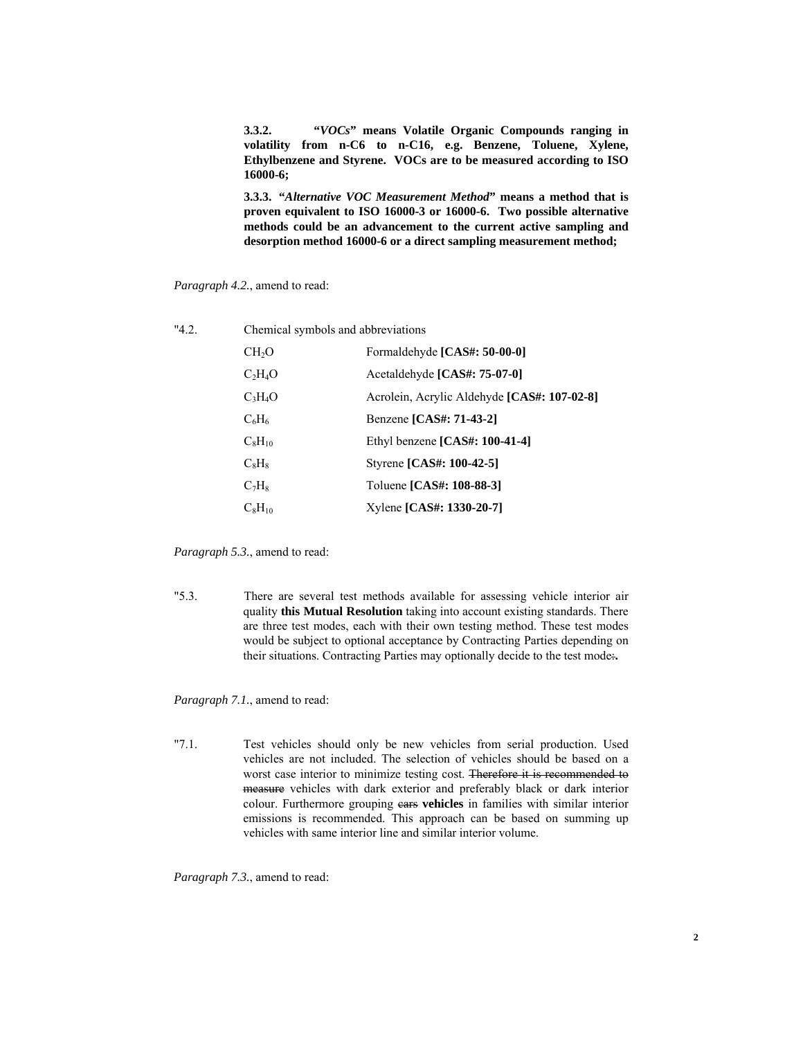**3.3.2. "*VOCs*" means Volatile Organic Compounds ranging in volatility from n-C6 to n-C16, e.g. Benzene, Toluene, Xylene, Ethylbenzene and Styrene. VOCs are to be measured according to ISO 16000-6;**

**3.3.3. "*Alternative VOC Measurement Method*" means a method that is proven equivalent to ISO 16000-3 or 16000-6. Two possible alternative methods could be an advancement to the current active sampling and desorption method 16000-6 or a direct sampling measurement method;**

*Paragraph 4.2.*, amend to read:

"4.2. Chemical symbols and abbreviations

| | |
|---|---|
| $CH_2O$ | Formaldehyde **[CAS#: 50-00-0]** |
| $C_2H_4O$ | Acetaldehyde **[CAS#: 75-07-0]** |
| $C_3H_4O$ | Acrolein, Acrylic Aldehyde **[CAS#: 107-02-8]** |
| $C_6H_6$ | Benzene **[CAS#: 71-43-2]** |
| $C_8H_{10}$ | Ethyl benzene **[CAS#: 100-41-4]** |
| $C_8H_8$ | Styrene **[CAS#: 100-42-5]** |
| $C_7H_8$ | Toluene **[CAS#: 108-88-3]** |
| $C_8H_{10}$ | Xylene **[CAS#: 1330-20-7]** |

*Paragraph 5.3.*, amend to read:

"5.3. There are several test methods available for assessing vehicle interior air quality **this Mutual Resolution** taking into account existing standards. There are three test modes, each with their own testing method. These test modes would be subject to optional acceptance by Contracting Parties depending on their situations. Contracting Parties may optionally decide to the test mode~~:~~**.**

*Paragraph 7.1.*, amend to read:

"7.1. Test vehicles should only be new vehicles from serial production. Used vehicles are not included. The selection of vehicles should be based on a worst case interior to minimize testing cost. ~~Therefore it is recommended to measure~~ vehicles with dark exterior and preferably black or dark interior colour. Furthermore grouping ~~cars~~ **vehicles** in families with similar interior emissions is recommended. This approach can be based on summing up vehicles with same interior line and similar interior volume.

*Paragraph 7.3.*, amend to read: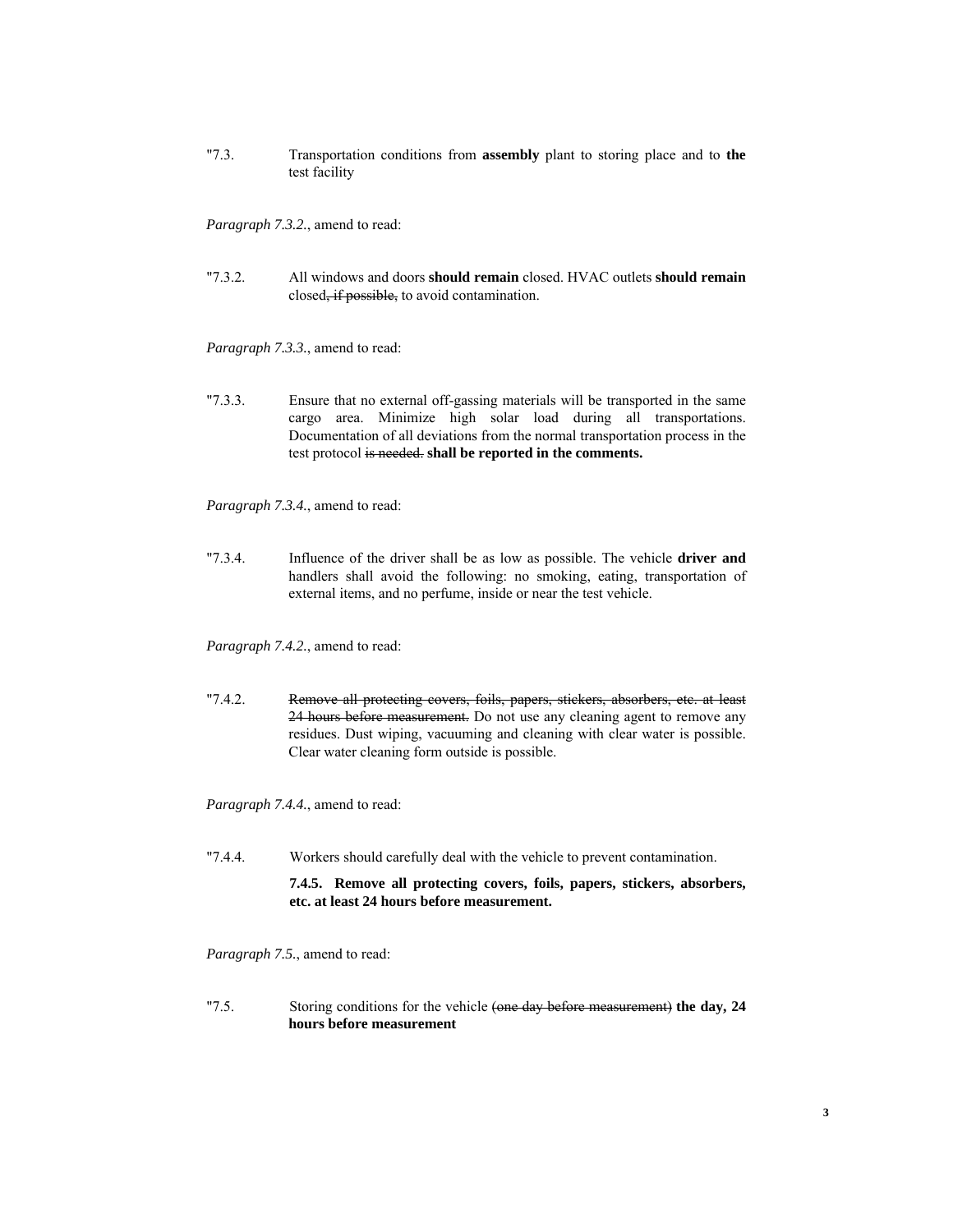"7.3. Transportation conditions from **assembly** plant to storing place and to **the** test facility

*Paragraph 7.3.2.*, amend to read:

"7.3.2. All windows and doors **should remain** closed. HVAC outlets **should remain** closed~~, if possible,~~ to avoid contamination.

*Paragraph 7.3.3.*, amend to read:

"7.3.3. Ensure that no external off-gassing materials will be transported in the same cargo area. Minimize high solar load during all transportations. Documentation of all deviations from the normal transportation process in the test protocol ~~is needed.~~ **shall be reported in the comments.**

*Paragraph 7.3.4.*, amend to read:

"7.3.4. Influence of the driver shall be as low as possible. The vehicle **driver and** handlers shall avoid the following: no smoking, eating, transportation of external items, and no perfume, inside or near the test vehicle.

*Paragraph 7.4.2.*, amend to read:

"7.4.2. ~~Remove all protecting covers, foils, papers, stickers, absorbers, etc. at least 24 hours before measurement.~~ Do not use any cleaning agent to remove any residues. Dust wiping, vacuuming and cleaning with clear water is possible. Clear water cleaning form outside is possible.

*Paragraph 7.4.4.*, amend to read:

"7.4.4. Workers should carefully deal with the vehicle to prevent contamination.

**7.4.5. Remove all protecting covers, foils, papers, stickers, absorbers, etc. at least 24 hours before measurement.**

*Paragraph 7.5.*, amend to read:

"7.5. Storing conditions for the vehicle ~~(one day before measurement)~~ **the day, 24 hours before measurement**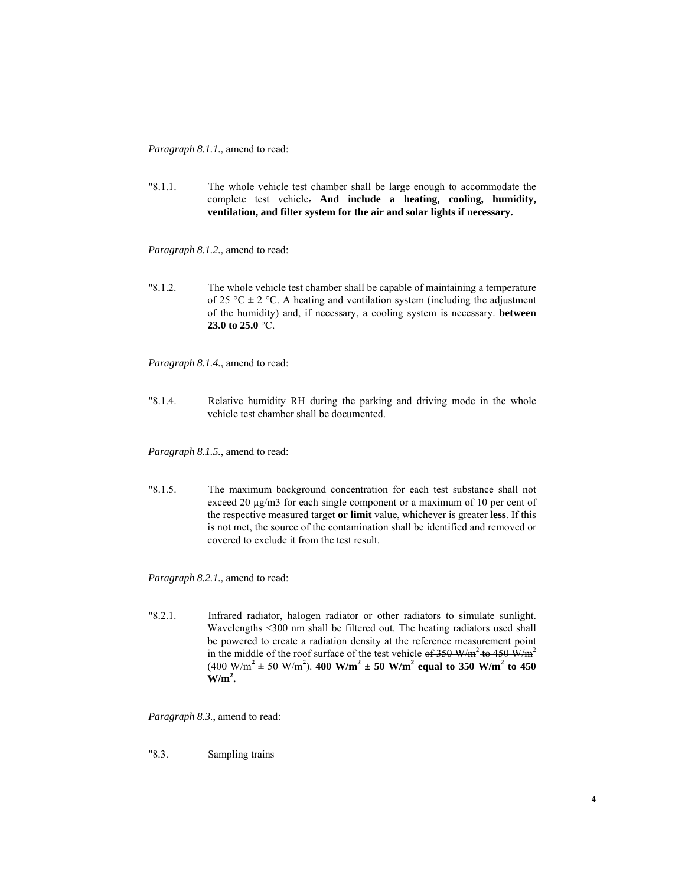*Paragraph 8.1.1.*, amend to read:

"8.1.1. The whole vehicle test chamber shall be large enough to accommodate the complete test vehicle~~.~~ **And include a heating, cooling, humidity, ventilation, and filter system for the air and solar lights if necessary.**

*Paragraph 8.1.2.*, amend to read:

"8.1.2. The whole vehicle test chamber shall be capable of maintaining a temperature ~~of 25 °C ± 2 °C. A heating and ventilation system (including the adjustment of the humidity) and, if necessary, a cooling system is necessary.~~ **between 23.0 to 25.0** °C.

*Paragraph 8.1.4.*, amend to read:

"8.1.4. Relative humidity ~~RH~~ during the parking and driving mode in the whole vehicle test chamber shall be documented.

*Paragraph 8.1.5.*, amend to read:

"8.1.5. The maximum background concentration for each test substance shall not exceed 20 µg/m3 for each single component or a maximum of 10 per cent of the respective measured target **or limit** value, whichever is ~~greater~~ **less**. If this is not met, the source of the contamination shall be identified and removed or covered to exclude it from the test result.

*Paragraph 8.2.1.*, amend to read:

"8.2.1. Infrared radiator, halogen radiator or other radiators to simulate sunlight. Wavelengths <300 nm shall be filtered out. The heating radiators used shall be powered to create a radiation density at the reference measurement point in the middle of the roof surface of the test vehicle ~~of 350 W/m² to 450 W/m² (400 W/m² ± 50 W/m²).~~ **400 W/m² ± 50 W/m² equal to 350 W/m² to 450 W/m².**

*Paragraph 8.3.*, amend to read:

"8.3. Sampling trains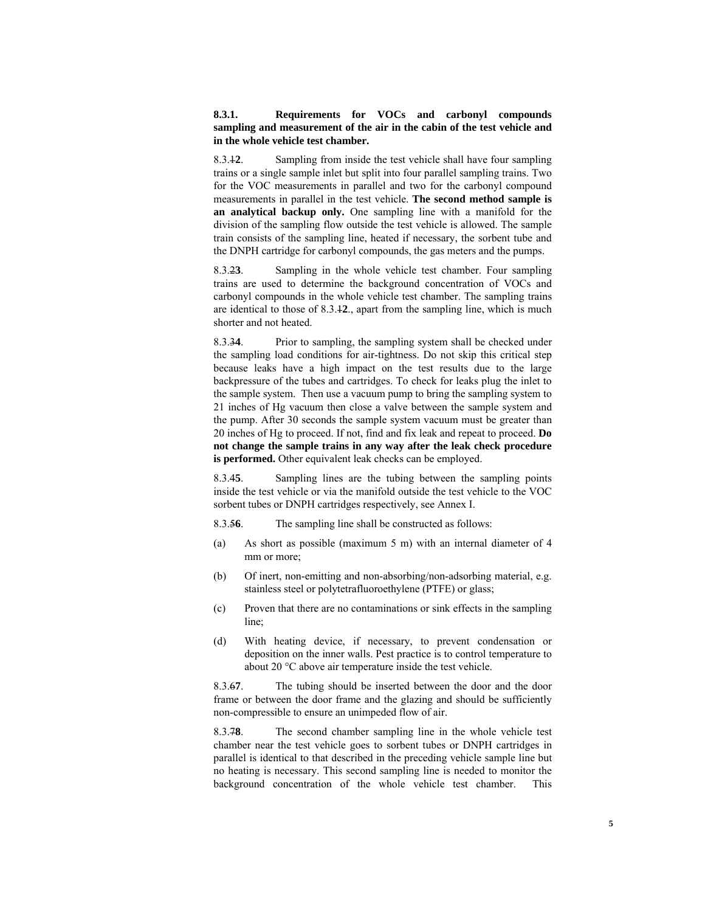**8.3.1. Requirements for VOCs and carbonyl compounds sampling and measurement of the air in the cabin of the test vehicle and in the whole vehicle test chamber.**

8.3.~~1~~**2**. Sampling from inside the test vehicle shall have four sampling trains or a single sample inlet but split into four parallel sampling trains. Two for the VOC measurements in parallel and two for the carbonyl compound measurements in parallel in the test vehicle. **The second method sample is an analytical backup only.** One sampling line with a manifold for the division of the sampling flow outside the test vehicle is allowed. The sample train consists of the sampling line, heated if necessary, the sorbent tube and the DNPH cartridge for carbonyl compounds, the gas meters and the pumps.

8.3.~~2~~**3**. Sampling in the whole vehicle test chamber. Four sampling trains are used to determine the background concentration of VOCs and carbonyl compounds in the whole vehicle test chamber. The sampling trains are identical to those of 8.3.~~1~~**2**., apart from the sampling line, which is much shorter and not heated.

8.3.~~3~~**4**. Prior to sampling, the sampling system shall be checked under the sampling load conditions for air-tightness. Do not skip this critical step because leaks have a high impact on the test results due to the large backpressure of the tubes and cartridges. To check for leaks plug the inlet to the sample system. Then use a vacuum pump to bring the sampling system to 21 inches of Hg vacuum then close a valve between the sample system and the pump. After 30 seconds the sample system vacuum must be greater than 20 inches of Hg to proceed. If not, find and fix leak and repeat to proceed. **Do not change the sample trains in any way after the leak check procedure is performed.** Other equivalent leak checks can be employed.

8.3.~~4~~**5**. Sampling lines are the tubing between the sampling points inside the test vehicle or via the manifold outside the test vehicle to the VOC sorbent tubes or DNPH cartridges respectively, see Annex I.

8.3.~~5~~**6**. The sampling line shall be constructed as follows:

(a) As short as possible (maximum 5 m) with an internal diameter of 4 mm or more;

(b) Of inert, non-emitting and non-absorbing/non-adsorbing material, e.g. stainless steel or polytetrafluoroethylene (PTFE) or glass;

(c) Proven that there are no contaminations or sink effects in the sampling line;

(d) With heating device, if necessary, to prevent condensation or deposition on the inner walls. Pest practice is to control temperature to about 20 °C above air temperature inside the test vehicle.

8.3.~~6~~**7**. The tubing should be inserted between the door and the door frame or between the door frame and the glazing and should be sufficiently non-compressible to ensure an unimpeded flow of air.

8.3.~~7~~**8**. The second chamber sampling line in the whole vehicle test chamber near the test vehicle goes to sorbent tubes or DNPH cartridges in parallel is identical to that described in the preceding vehicle sample line but no heating is necessary. This second sampling line is needed to monitor the background concentration of the whole vehicle test chamber. This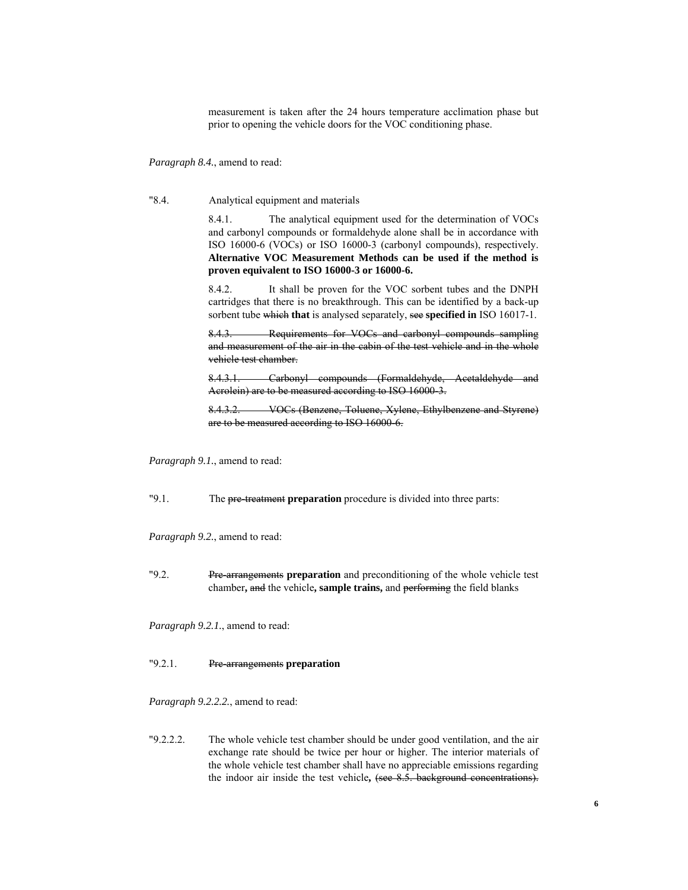measurement is taken after the 24 hours temperature acclimation phase but prior to opening the vehicle doors for the VOC conditioning phase.

*Paragraph 8.4.*, amend to read:

"8.4. Analytical equipment and materials

8.4.1. The analytical equipment used for the determination of VOCs and carbonyl compounds or formaldehyde alone shall be in accordance with ISO 16000-6 (VOCs) or ISO 16000-3 (carbonyl compounds), respectively. **Alternative VOC Measurement Methods can be used if the method is proven equivalent to ISO 16000-3 or 16000-6.**

8.4.2. It shall be proven for the VOC sorbent tubes and the DNPH cartridges that there is no breakthrough. This can be identified by a back-up sorbent tube ~~which~~ **that** is analysed separately, ~~see~~ **specified in** ISO 16017-1.

~~8.4.3. Requirements for VOCs and carbonyl compounds sampling and measurement of the air in the cabin of the test vehicle and in the whole vehicle test chamber.~~

~~8.4.3.1. Carbonyl compounds (Formaldehyde, Acetaldehyde and Acrolein) are to be measured according to ISO 16000-3.~~

~~8.4.3.2. VOCs (Benzene, Toluene, Xylene, Ethylbenzene and Styrene) are to be measured according to ISO 16000-6.~~

*Paragraph 9.1.*, amend to read:

"9.1. The ~~pre-treatment~~ **preparation** procedure is divided into three parts:

*Paragraph 9.2.*, amend to read:

"9.2. ~~Pre-arrangements~~ **preparation** and preconditioning of the whole vehicle test chamber**,** ~~and~~ the vehicle**, sample trains,** and ~~performing~~ the field blanks

*Paragraph 9.2.1.*, amend to read:

"9.2.1. ~~Pre-arrangements~~ **preparation**

*Paragraph 9.2.2.2.*, amend to read:

"9.2.2.2. The whole vehicle test chamber should be under good ventilation, and the air exchange rate should be twice per hour or higher. The interior materials of the whole vehicle test chamber shall have no appreciable emissions regarding the indoor air inside the test vehicle**,** ~~(see 8.5. background concentrations).~~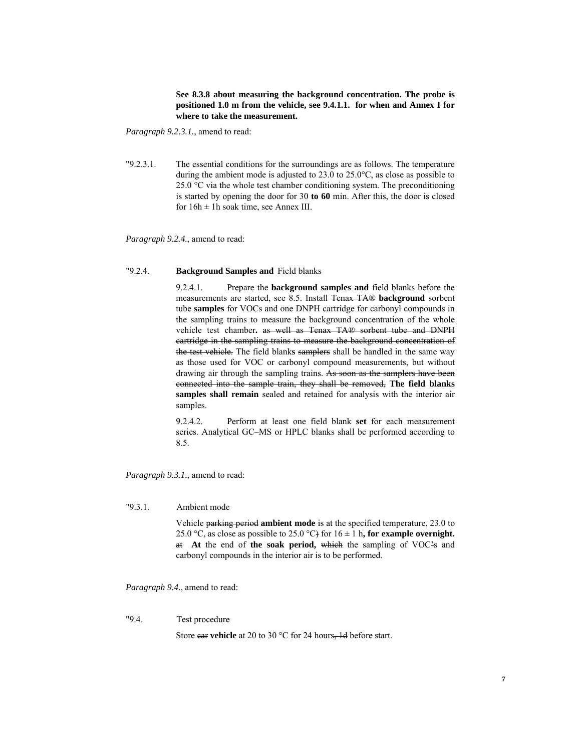**See 8.3.8 about measuring the background concentration. The probe is positioned 1.0 m from the vehicle, see 9.4.1.1. for when and Annex I for where to take the measurement.**

*Paragraph 9.2.3.1.*, amend to read:

"9.2.3.1. The essential conditions for the surroundings are as follows. The temperature during the ambient mode is adjusted to 23.0 to 25.0°C, as close as possible to 25.0 °C via the whole test chamber conditioning system. The preconditioning is started by opening the door for 30 **to 60** min. After this, the door is closed for 16h ± 1h soak time, see Annex III.

*Paragraph 9.2.4.*, amend to read:

"9.2.4. **Background Samples and** Field blanks

9.2.4.1. Prepare the **background samples and** field blanks before the measurements are started, see 8.5. Install ~~Tenax TA®~~ **background** sorbent tube **samples** for VOCs and one DNPH cartridge for carbonyl compounds in the sampling trains to measure the background concentration of the whole vehicle test chamber**.** ~~as well as Tenax TA® sorbent tube and DNPH cartridge in the sampling trains to measure the background concentration of the test vehicle.~~ The field blank**s** ~~samplers~~ shall be handled in the same way as those used for VOC or carbonyl compound measurements, but without drawing air through the sampling trains. ~~As soon as the samplers have been connected into the sample train, they shall be removed,~~ **The field blanks samples shall remain** sealed and retained for analysis with the interior air samples.

9.2.4.2. Perform at least one field blank **set** for each measurement series. Analytical GC–MS or HPLC blanks shall be performed according to 8.5.

*Paragraph 9.3.1.*, amend to read:

"9.3.1. Ambient mode

Vehicle ~~parking period~~ **ambient mode** is at the specified temperature, 23.0 to 25.0 °C, as close as possible to 25.0 °C~~)~~ for 16 ± 1 h**, for example overnight.** ~~at~~ **At** the end of **the soak period,** ~~which~~ the sampling of VOC~~'~~s and carbonyl compounds in the interior air is to be performed.

*Paragraph 9.4.*, amend to read:

"9.4. Test procedure

Store ~~car~~ **vehicle** at 20 to 30 °C for 24 hours~~, 1d~~ before start.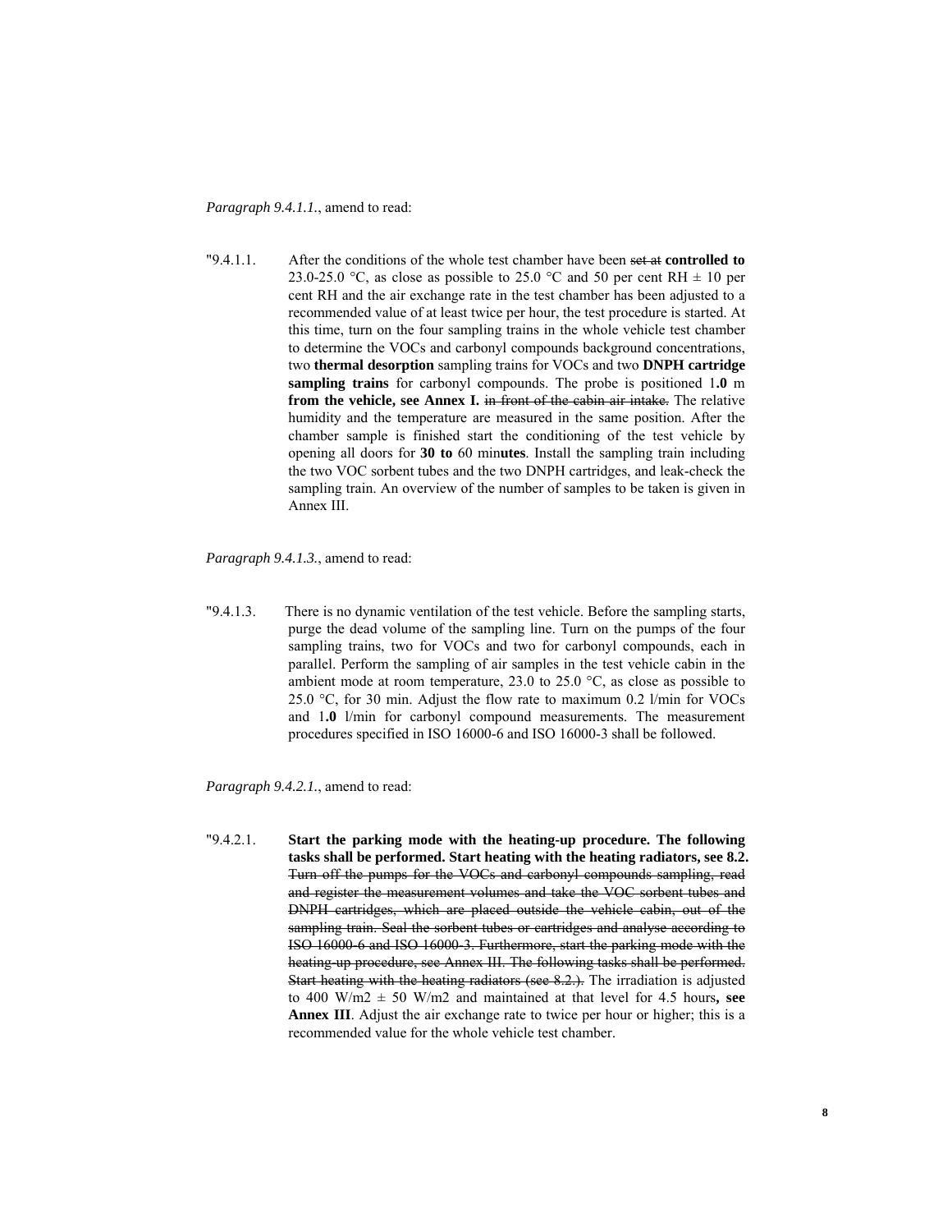*Paragraph 9.4.1.1.*, amend to read:

"9.4.1.1. After the conditions of the whole test chamber have been ~~set at~~ **controlled to** 23.0-25.0 °C, as close as possible to 25.0 °C and 50 per cent RH ± 10 per cent RH and the air exchange rate in the test chamber has been adjusted to a recommended value of at least twice per hour, the test procedure is started. At this time, turn on the four sampling trains in the whole vehicle test chamber to determine the VOCs and carbonyl compounds background concentrations, two **thermal desorption** sampling trains for VOCs and two **DNPH cartridge sampling trains** for carbonyl compounds. The probe is positioned 1**.0** m **from the vehicle, see Annex I.** ~~in front of the cabin air intake.~~ The relative humidity and the temperature are measured in the same position. After the chamber sample is finished start the conditioning of the test vehicle by opening all doors for **30 to** 60 min**utes**. Install the sampling train including the two VOC sorbent tubes and the two DNPH cartridges, and leak-check the sampling train. An overview of the number of samples to be taken is given in Annex III.

*Paragraph 9.4.1.3.*, amend to read:

"9.4.1.3. There is no dynamic ventilation of the test vehicle. Before the sampling starts, purge the dead volume of the sampling line. Turn on the pumps of the four sampling trains, two for VOCs and two for carbonyl compounds, each in parallel. Perform the sampling of air samples in the test vehicle cabin in the ambient mode at room temperature, 23.0 to 25.0 °C, as close as possible to 25.0 °C, for 30 min. Adjust the flow rate to maximum 0.2 l/min for VOCs and 1**.0** l/min for carbonyl compound measurements. The measurement procedures specified in ISO 16000-6 and ISO 16000-3 shall be followed.

*Paragraph 9.4.2.1.*, amend to read:

"9.4.2.1. **Start the parking mode with the heating-up procedure. The following tasks shall be performed. Start heating with the heating radiators, see 8.2.** ~~Turn off the pumps for the VOCs and carbonyl compounds sampling, read and register the measurement volumes and take the VOC sorbent tubes and DNPH cartridges, which are placed outside the vehicle cabin, out of the sampling train. Seal the sorbent tubes or cartridges and analyse according to ISO 16000-6 and ISO 16000-3. Furthermore, start the parking mode with the heating-up procedure, see Annex III. The following tasks shall be performed. Start heating with the heating radiators (see 8.2.).~~ The irradiation is adjusted to 400 W/m2 ± 50 W/m2 and maintained at that level for 4.5 hours**, see Annex III**. Adjust the air exchange rate to twice per hour or higher; this is a recommended value for the whole vehicle test chamber.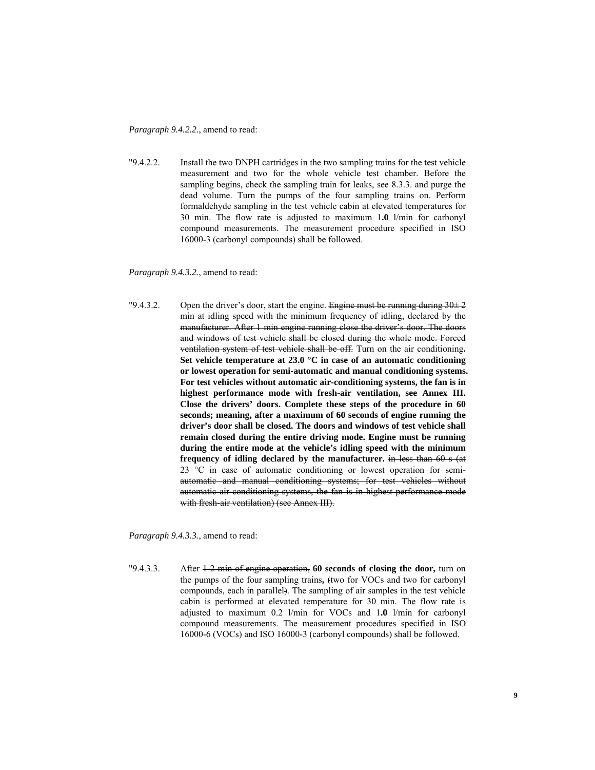*Paragraph 9.4.2.2.*, amend to read:

"9.4.2.2. Install the two DNPH cartridges in the two sampling trains for the test vehicle measurement and two for the whole vehicle test chamber. Before the sampling begins, check the sampling train for leaks, see 8.3.3. and purge the dead volume. Turn the pumps of the four sampling trains on. Perform formaldehyde sampling in the test vehicle cabin at elevated temperatures for 30 min. The flow rate is adjusted to maximum 1**.0** l/min for carbonyl compound measurements. The measurement procedure specified in ISO 16000-3 (carbonyl compounds) shall be followed.

*Paragraph 9.4.3.2.*, amend to read:

"9.4.3.2. Open the driver's door, start the engine. ~~Engine must be running during 30± 2 min at idling speed with the minimum frequency of idling, declared by the manufacturer. After 1 min engine running close the driver's door. The doors and windows of test vehicle shall be closed during the whole mode. Forced ventilation system of test vehicle shall be off.~~ Turn on the air conditioning**. Set vehicle temperature at 23.0 °C in case of an automatic conditioning or lowest operation for semi-automatic and manual conditioning systems. For test vehicles without automatic air-conditioning systems, the fan is in highest performance mode with fresh-air ventilation, see Annex III. Close the drivers' doors. Complete these steps of the procedure in 60 seconds; meaning, after a maximum of 60 seconds of engine running the driver's door shall be closed. The doors and windows of test vehicle shall remain closed during the entire driving mode. Engine must be running during the entire mode at the vehicle's idling speed with the minimum frequency of idling declared by the manufacturer.** ~~in less than 60 s (at 23 °C in case of automatic conditioning or lowest operation for semi-automatic and manual conditioning systems; for test vehicles without automatic air-conditioning systems, the fan is in highest performance mode with fresh-air ventilation) (see Annex III).~~

*Paragraph 9.4.3.3.*, amend to read:

"9.4.3.3. After ~~1-2 min of engine operation,~~ **60 seconds of closing the door,** turn on the pumps of the four sampling trains**,** ~~(~~two for VOCs and two for carbonyl compounds, each in parallel~~)~~. The sampling of air samples in the test vehicle cabin is performed at elevated temperature for 30 min. The flow rate is adjusted to maximum 0.2 l/min for VOCs and 1**.0** l/min for carbonyl compound measurements. The measurement procedures specified in ISO 16000-6 (VOCs) and ISO 16000-3 (carbonyl compounds) shall be followed.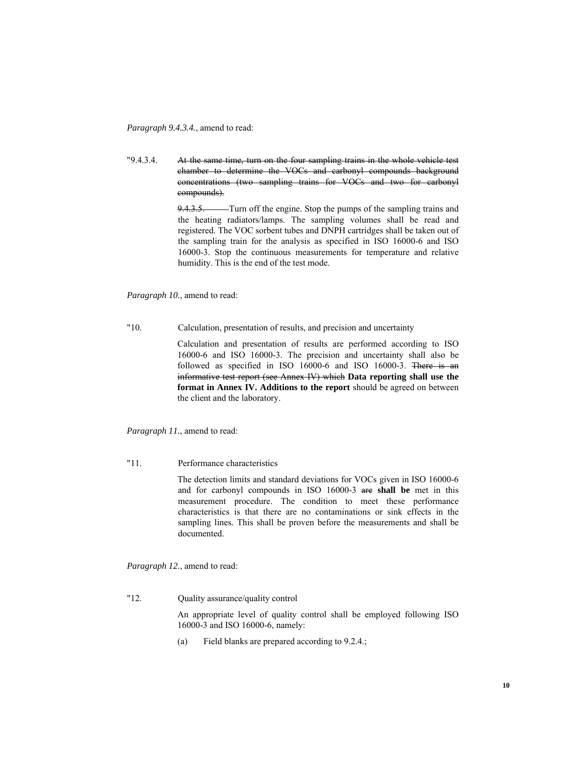*Paragraph 9.4.3.4.*, amend to read:

"9.4.3.4. ~~At the same time, turn on the four sampling trains in the whole vehicle test chamber to determine the VOCs and carbonyl compounds background concentrations (two sampling trains for VOCs and two for carbonyl compounds).~~

~~9.4.3.5.~~ Turn off the engine. Stop the pumps of the sampling trains and the heating radiators/lamps. The sampling volumes shall be read and registered. The VOC sorbent tubes and DNPH cartridges shall be taken out of the sampling train for the analysis as specified in ISO 16000-6 and ISO 16000-3. Stop the continuous measurements for temperature and relative humidity. This is the end of the test mode.

*Paragraph 10.*, amend to read:

"10. Calculation, presentation of results, and precision and uncertainty

Calculation and presentation of results are performed according to ISO 16000-6 and ISO 16000-3. The precision and uncertainty shall also be followed as specified in ISO 16000-6 and ISO 16000-3. ~~There is an informative test report (see Annex IV) which~~ **Data reporting shall use the format in Annex IV. Additions to the report** should be agreed on between the client and the laboratory.

*Paragraph 11.*, amend to read:

"11. Performance characteristics

The detection limits and standard deviations for VOCs given in ISO 16000-6 and for carbonyl compounds in ISO 16000-3 ~~are~~ **shall be** met in this measurement procedure. The condition to meet these performance characteristics is that there are no contaminations or sink effects in the sampling lines. This shall be proven before the measurements and shall be documented.

*Paragraph 12.*, amend to read:

"12. Quality assurance/quality control

An appropriate level of quality control shall be employed following ISO 16000-3 and ISO 16000-6, namely:

(a) Field blanks are prepared according to 9.2.4.;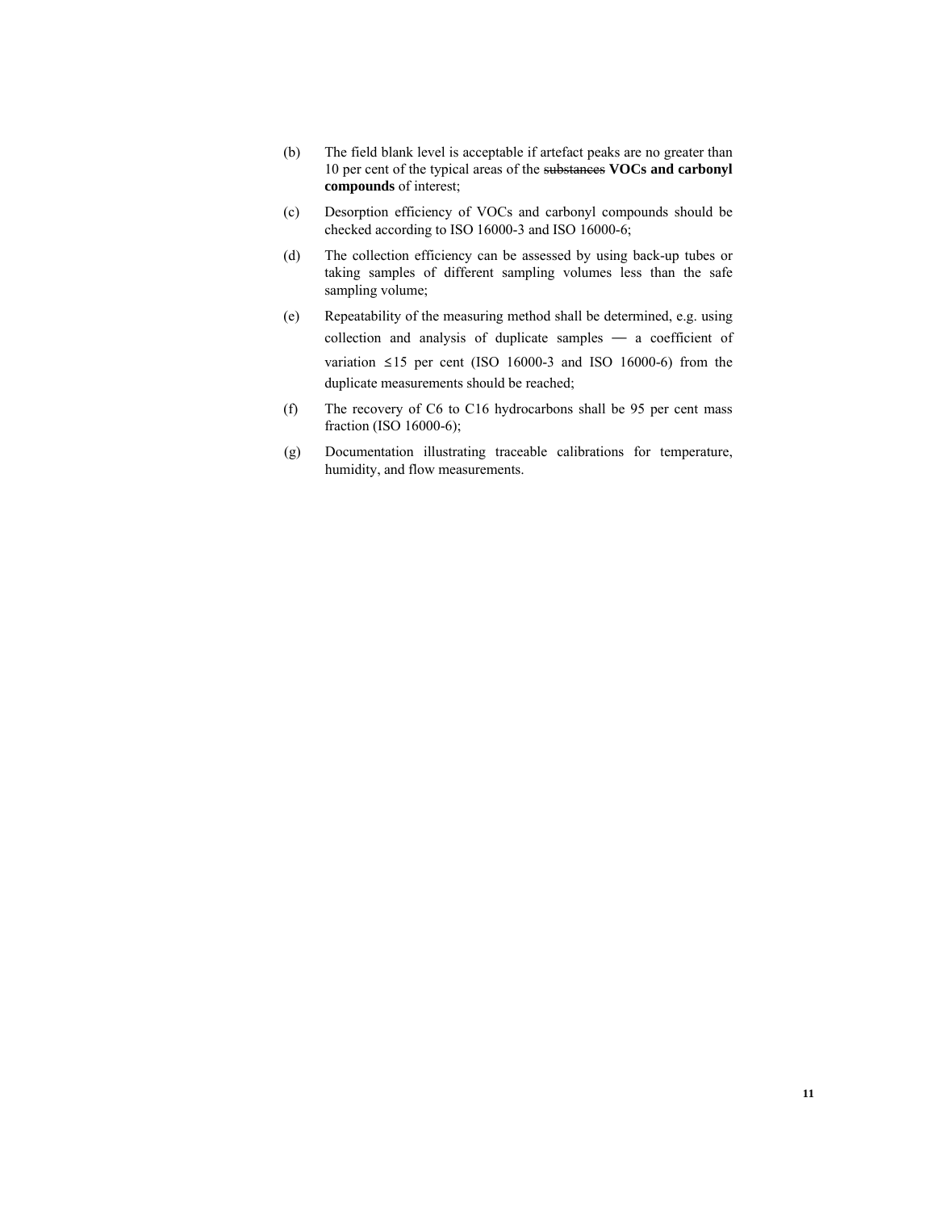(b) The field blank level is acceptable if artefact peaks are no greater than 10 per cent of the typical areas of the ~~substances~~ **VOCs and carbonyl compounds** of interest;

(c) Desorption efficiency of VOCs and carbonyl compounds should be checked according to ISO 16000-3 and ISO 16000-6;

(d) The collection efficiency can be assessed by using back-up tubes or taking samples of different sampling volumes less than the safe sampling volume;

(e) Repeatability of the measuring method shall be determined, e.g. using collection and analysis of duplicate samples — a coefficient of variation $\leq$15 per cent (ISO 16000-3 and ISO 16000-6) from the duplicate measurements should be reached;

(f) The recovery of C6 to C16 hydrocarbons shall be 95 per cent mass fraction (ISO 16000-6);

(g) Documentation illustrating traceable calibrations for temperature, humidity, and flow measurements.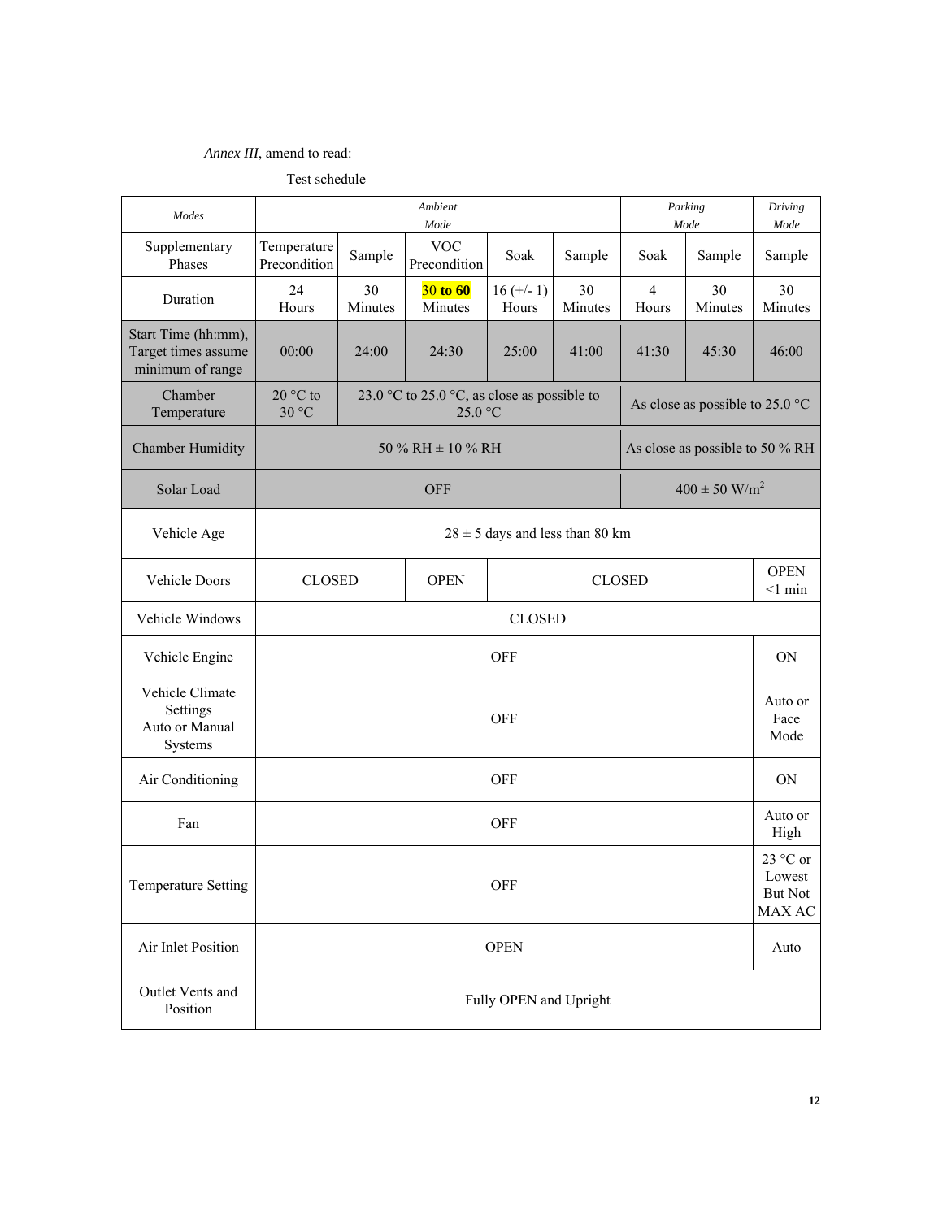*Annex III*, amend to read:

Test schedule

| *Modes* | *Ambient Mode* | | | | | *Parking Mode* | | *Driving Mode* |
|---|---|---|---|---|---|---|---|---|
| Supplementary Phases | Temperature Precondition | Sample | VOC Precondition | Soak | Sample | Soak | Sample | Sample |
| Duration | 24 Hours | 30 Minutes | 30 **to 60** Minutes | 16 (+/- 1) Hours | 30 Minutes | 4 Hours | 30 Minutes | 30 Minutes |
| Start Time (hh:mm), Target times assume minimum of range | 00:00 | 24:00 | 24:30 | 25:00 | 41:00 | 41:30 | 45:30 | 46:00 |
| Chamber Temperature | 20 °C to 30 °C | 23.0 °C to 25.0 °C, as close as possible to 25.0 °C | | | | As close as possible to 25.0 °C | | |
| Chamber Humidity | 50 % RH ± 10 % RH | | | | | As close as possible to 50 % RH | | |
| Solar Load | OFF | | | | | $400 \pm 50$ W/m$^2$ | | |
| Vehicle Age | 28 ± 5 days and less than 80 km | | | | | | | |
| Vehicle Doors | CLOSED | | OPEN | CLOSED | | | | OPEN <1 min |
| Vehicle Windows | CLOSED | | | | | | | |
| Vehicle Engine | OFF | | | | | | | ON |
| Vehicle Climate Settings Auto or Manual Systems | OFF | | | | | | | Auto or Face Mode |
| Air Conditioning | OFF | | | | | | | ON |
| Fan | OFF | | | | | | | Auto or High |
| Temperature Setting | OFF | | | | | | | 23 °C or Lowest But Not MAX AC |
| Air Inlet Position | OPEN | | | | | | | Auto |
| Outlet Vents and Position | Fully OPEN and Upright | | | | | | | |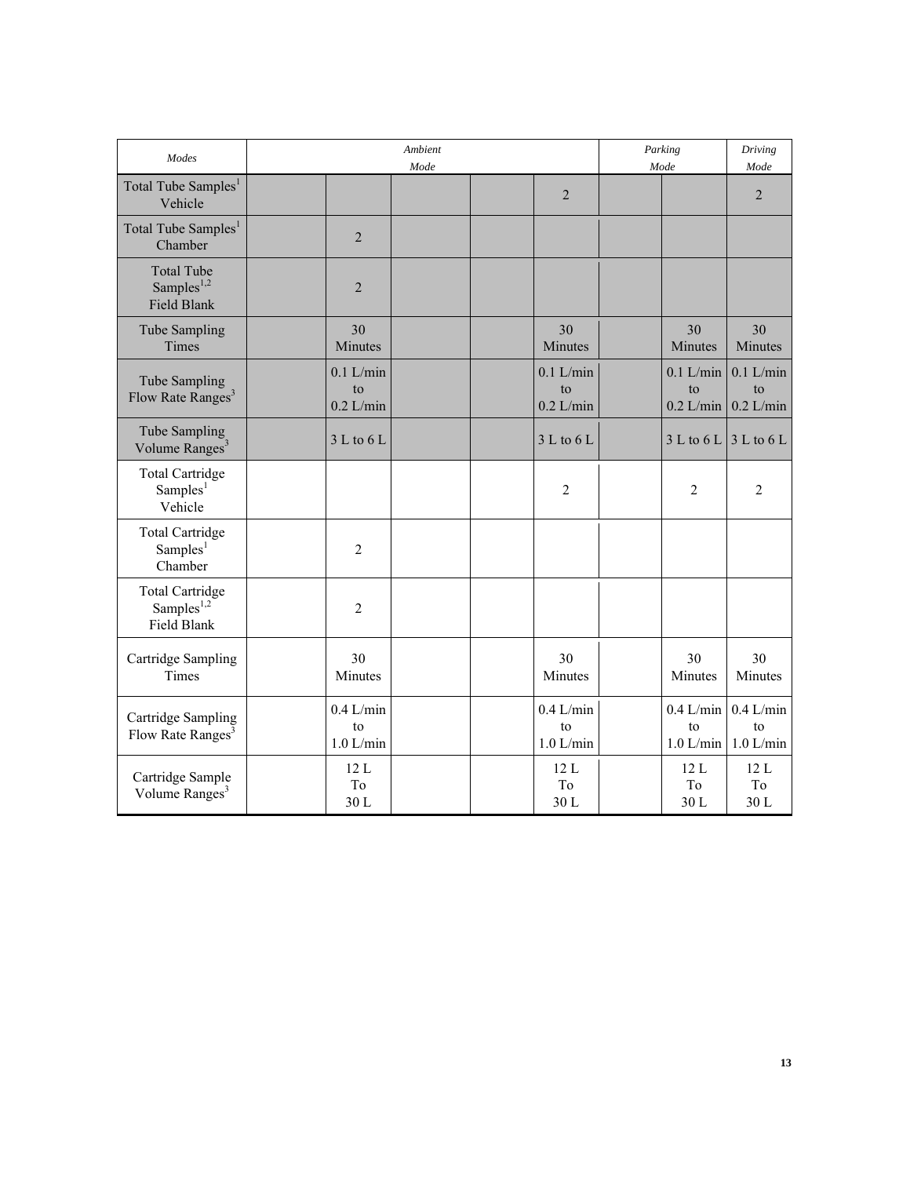| *Modes* | *Ambient Mode* | | | | | *Parking Mode* | | *Driving Mode* |
|---|---|---|---|---|---|---|---|---|
| Total Tube Samples[1] Vehicle | | | | | 2 | | | 2 |
| Total Tube Samples[1] Chamber | | 2 | | | | | | |
| Total Tube Samples[1,2] Field Blank | | 2 | | | | | | |
| Tube Sampling Times | | 30 Minutes | | | 30 Minutes | | 30 Minutes | 30 Minutes |
| Tube Sampling Flow Rate Ranges[3] | | 0.1 L/min to 0.2 L/min | | | 0.1 L/min to 0.2 L/min | | 0.1 L/min to 0.2 L/min | 0.1 L/min to 0.2 L/min |
| Tube Sampling Volume Ranges[3] | | 3 L to 6 L | | | 3 L to 6 L | | 3 L to 6 L | 3 L to 6 L |
| Total Cartridge Samples[1] Vehicle | | | | | 2 | | 2 | 2 |
| Total Cartridge Samples[1] Chamber | | 2 | | | | | | |
| Total Cartridge Samples[1,2] Field Blank | | 2 | | | | | | |
| Cartridge Sampling Times | | 30 Minutes | | | 30 Minutes | | 30 Minutes | 30 Minutes |
| Cartridge Sampling Flow Rate Ranges[3] | | 0.4 L/min to 1.0 L/min | | | 0.4 L/min to 1.0 L/min | | 0.4 L/min to 1.0 L/min | 0.4 L/min to 1.0 L/min |
| Cartridge Sample Volume Ranges[3] | | 12 L To 30 L | | | 12 L To 30 L | | 12 L To 30 L | 12 L To 30 L |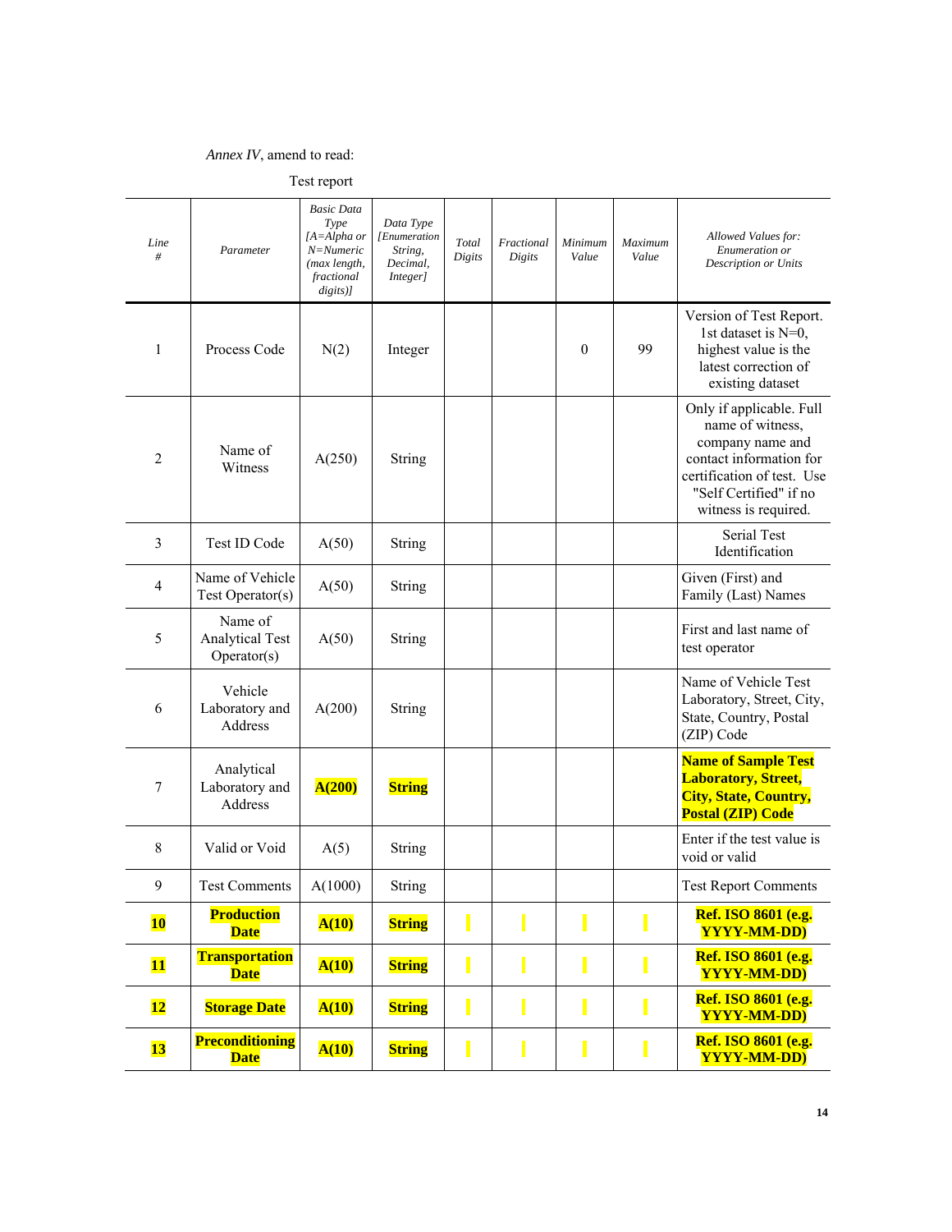*Annex IV*, amend to read:

Test report

| *Line #* | *Parameter* | *Basic Data Type [A=Alpha or N=Numeric (max length, fractional digits)]* | *Data Type [Enumeration String, Decimal, Integer]* | *Total Digits* | *Fractional Digits* | *Minimum Value* | *Maximum Value* | *Allowed Values for: Enumeration or Description or Units* |
|---|---|---|---|---|---|---|---|---|
| 1 | Process Code | N(2) | Integer | | | 0 | 99 | Version of Test Report. 1st dataset is N=0, highest value is the latest correction of existing dataset |
| 2 | Name of Witness | A(250) | String | | | | | Only if applicable. Full name of witness, company name and contact information for certification of test. Use "Self Certified" if no witness is required. |
| 3 | Test ID Code | A(50) | String | | | | | Serial Test Identification |
| 4 | Name of Vehicle Test Operator(s) | A(50) | String | | | | | Given (First) and Family (Last) Names |
| 5 | Name of Analytical Test Operator(s) | A(50) | String | | | | | First and last name of test operator |
| 6 | Vehicle Laboratory and Address | A(200) | String | | | | | Name of Vehicle Test Laboratory, Street, City, State, Country, Postal (ZIP) Code |
| 7 | Analytical Laboratory and Address | **A(200)** | **String** | | | | | **Name of Sample Test Laboratory, Street, City, State, Country, Postal (ZIP) Code** |
| 8 | Valid or Void | A(5) | String | | | | | Enter if the test value is void or valid |
| 9 | Test Comments | A(1000) | String | | | | | Test Report Comments |
| **10** | **Production Date** | **A(10)** | **String** | | | | | **Ref. ISO 8601 (e.g. YYYY-MM-DD)** |
| **11** | **Transportation Date** | **A(10)** | **String** | | | | | **Ref. ISO 8601 (e.g. YYYY-MM-DD)** |
| **12** | **Storage Date** | **A(10)** | **String** | | | | | **Ref. ISO 8601 (e.g. YYYY-MM-DD)** |
| **13** | **Preconditioning Date** | **A(10)** | **String** | | | | | **Ref. ISO 8601 (e.g. YYYY-MM-DD)** |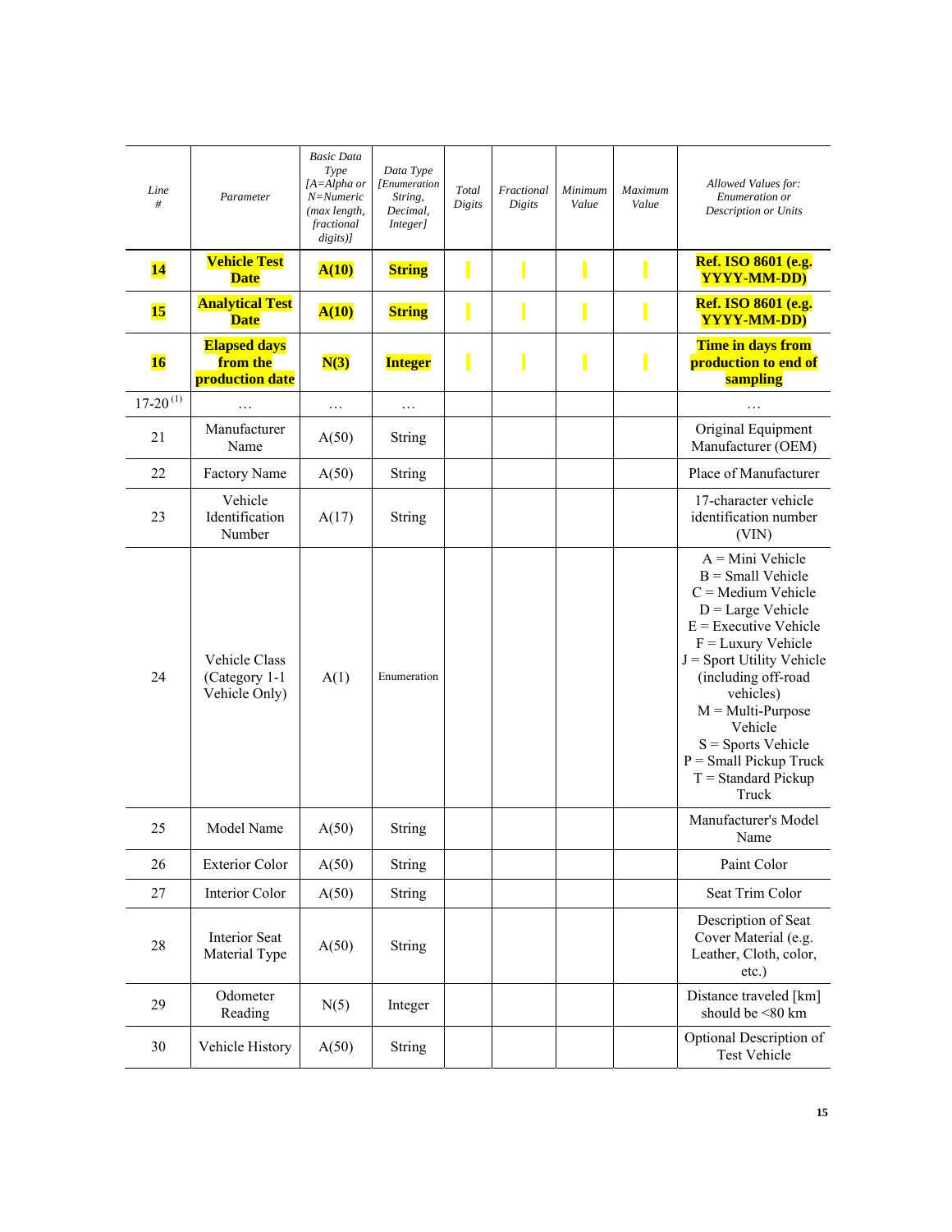| Line # | Parameter | Basic Data Type [A=Alpha or N=Numeric (max length, fractional digits)] | Data Type [Enumeration String, Decimal, Integer] | Total Digits | Fractional Digits | Minimum Value | Maximum Value | Allowed Values for: Enumeration or Description or Units |
|---|---|---|---|---|---|---|---|---|
| **14** | **Vehicle Test Date** | **A(10)** | **String** | | | | | **Ref. ISO 8601 (e.g. YYYY-MM-DD)** |
| **15** | **Analytical Test Date** | **A(10)** | **String** | | | | | **Ref. ISO 8601 (e.g. YYYY-MM-DD)** |
| **16** | **Elapsed days from the production date** | **N(3)** | **Integer** | | | | | **Time in days from production to end of sampling** |
| 17-20 [(1)] | … | … | … | | | | | … |
| 21 | Manufacturer Name | A(50) | String | | | | | Original Equipment Manufacturer (OEM) |
| 22 | Factory Name | A(50) | String | | | | | Place of Manufacturer |
| 23 | Vehicle Identification Number | A(17) | String | | | | | 17-character vehicle identification number (VIN) |
| 24 | Vehicle Class (Category 1-1 Vehicle Only) | A(1) | Enumeration | | | | | A = Mini Vehicle<br>B = Small Vehicle<br>C = Medium Vehicle<br>D = Large Vehicle<br>E = Executive Vehicle<br>F = Luxury Vehicle<br>J = Sport Utility Vehicle (including off-road vehicles)<br>M = Multi-Purpose Vehicle<br>S = Sports Vehicle<br>P = Small Pickup Truck<br>T = Standard Pickup Truck |
| 25 | Model Name | A(50) | String | | | | | Manufacturer's Model Name |
| 26 | Exterior Color | A(50) | String | | | | | Paint Color |
| 27 | Interior Color | A(50) | String | | | | | Seat Trim Color |
| 28 | Interior Seat Material Type | A(50) | String | | | | | Description of Seat Cover Material (e.g. Leather, Cloth, color, etc.) |
| 29 | Odometer Reading | N(5) | Integer | | | | | Distance traveled [km] should be <80 km |
| 30 | Vehicle History | A(50) | String | | | | | Optional Description of Test Vehicle |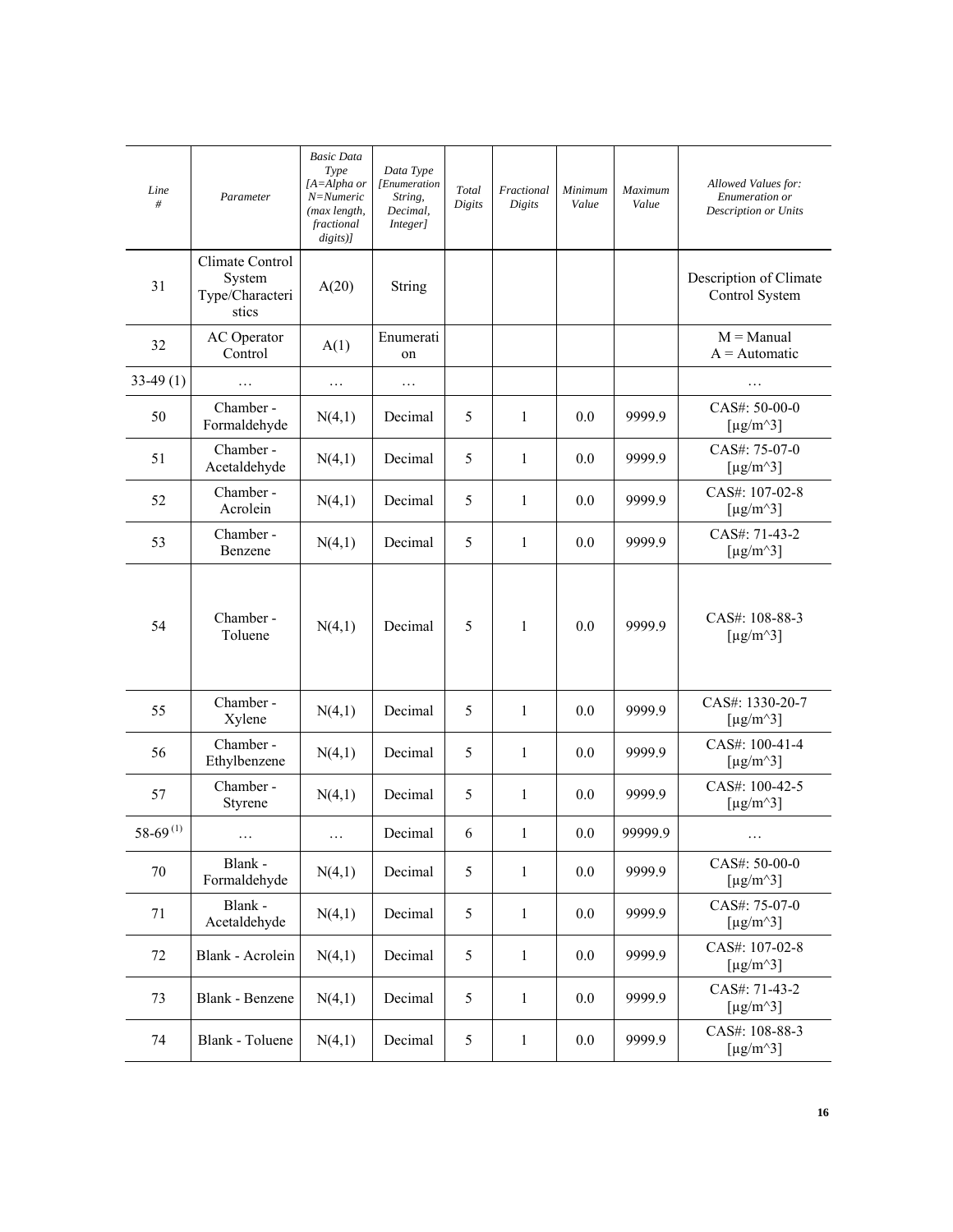| *Line #* | *Parameter* | *Basic Data Type [A=Alpha or N=Numeric (max length, fractional digits)]* | *Data Type [Enumeration String, Decimal, Integer]* | *Total Digits* | *Fractional Digits* | *Minimum Value* | *Maximum Value* | *Allowed Values for: Enumeration or Description or Units* |
|---|---|---|---|---|---|---|---|---|
| 31 | Climate Control System Type/Characteristics | A(20) | String | | | | | Description of Climate Control System |
| 32 | AC Operator Control | A(1) | Enumeration | | | | | M = Manual A = Automatic |
| 33-49 (1) | … | … | … | | | | | … |
| 50 | Chamber - Formaldehyde | N(4,1) | Decimal | 5 | 1 | 0.0 | 9999.9 | CAS#: 50-00-0 [μg/m^3] |
| 51 | Chamber - Acetaldehyde | N(4,1) | Decimal | 5 | 1 | 0.0 | 9999.9 | CAS#: 75-07-0 [μg/m^3] |
| 52 | Chamber - Acrolein | N(4,1) | Decimal | 5 | 1 | 0.0 | 9999.9 | CAS#: 107-02-8 [μg/m^3] |
| 53 | Chamber - Benzene | N(4,1) | Decimal | 5 | 1 | 0.0 | 9999.9 | CAS#: 71-43-2 [μg/m^3] |
| 54 | Chamber - Toluene | N(4,1) | Decimal | 5 | 1 | 0.0 | 9999.9 | CAS#: 108-88-3 [μg/m^3] |
| 55 | Chamber - Xylene | N(4,1) | Decimal | 5 | 1 | 0.0 | 9999.9 | CAS#: 1330-20-7 [μg/m^3] |
| 56 | Chamber - Ethylbenzene | N(4,1) | Decimal | 5 | 1 | 0.0 | 9999.9 | CAS#: 100-41-4 [μg/m^3] |
| 57 | Chamber - Styrene | N(4,1) | Decimal | 5 | 1 | 0.0 | 9999.9 | CAS#: 100-42-5 [μg/m^3] |
| 58-69 (1) | … | … | Decimal | 6 | 1 | 0.0 | 99999.9 | … |
| 70 | Blank - Formaldehyde | N(4,1) | Decimal | 5 | 1 | 0.0 | 9999.9 | CAS#: 50-00-0 [μg/m^3] |
| 71 | Blank - Acetaldehyde | N(4,1) | Decimal | 5 | 1 | 0.0 | 9999.9 | CAS#: 75-07-0 [μg/m^3] |
| 72 | Blank - Acrolein | N(4,1) | Decimal | 5 | 1 | 0.0 | 9999.9 | CAS#: 107-02-8 [μg/m^3] |
| 73 | Blank - Benzene | N(4,1) | Decimal | 5 | 1 | 0.0 | 9999.9 | CAS#: 71-43-2 [μg/m^3] |
| 74 | Blank - Toluene | N(4,1) | Decimal | 5 | 1 | 0.0 | 9999.9 | CAS#: 108-88-3 [μg/m^3] |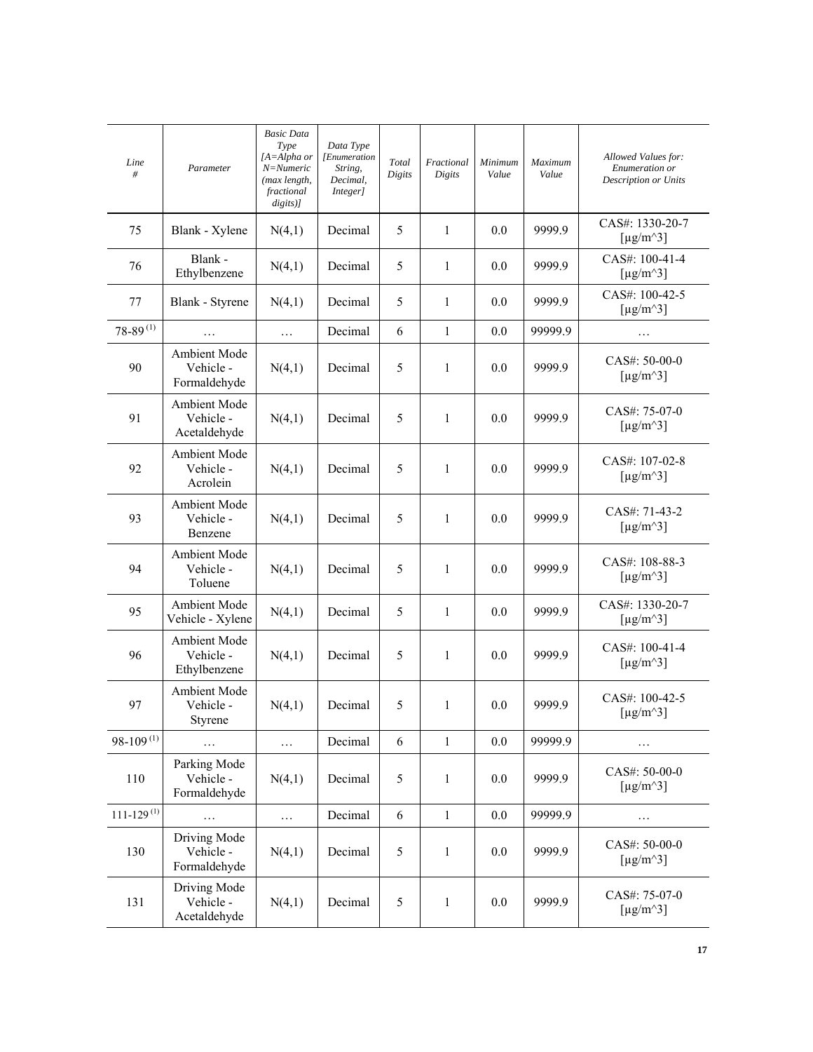| Line # | Parameter | Basic Data Type [A=Alpha or N=Numeric (max length, fractional digits)] | Data Type [Enumeration String, Decimal, Integer] | Total Digits | Fractional Digits | Minimum Value | Maximum Value | Allowed Values for: Enumeration or Description or Units |
|---|---|---|---|---|---|---|---|---|
| 75 | Blank - Xylene | N(4,1) | Decimal | 5 | 1 | 0.0 | 9999.9 | CAS#: 1330-20-7 [µg/m^3] |
| 76 | Blank - Ethylbenzene | N(4,1) | Decimal | 5 | 1 | 0.0 | 9999.9 | CAS#: 100-41-4 [µg/m^3] |
| 77 | Blank - Styrene | N(4,1) | Decimal | 5 | 1 | 0.0 | 9999.9 | CAS#: 100-42-5 [µg/m^3] |
| 78-89 (1) | … | … | Decimal | 6 | 1 | 0.0 | 99999.9 | … |
| 90 | Ambient Mode Vehicle - Formaldehyde | N(4,1) | Decimal | 5 | 1 | 0.0 | 9999.9 | CAS#: 50-00-0 [µg/m^3] |
| 91 | Ambient Mode Vehicle - Acetaldehyde | N(4,1) | Decimal | 5 | 1 | 0.0 | 9999.9 | CAS#: 75-07-0 [µg/m^3] |
| 92 | Ambient Mode Vehicle - Acrolein | N(4,1) | Decimal | 5 | 1 | 0.0 | 9999.9 | CAS#: 107-02-8 [µg/m^3] |
| 93 | Ambient Mode Vehicle - Benzene | N(4,1) | Decimal | 5 | 1 | 0.0 | 9999.9 | CAS#: 71-43-2 [µg/m^3] |
| 94 | Ambient Mode Vehicle - Toluene | N(4,1) | Decimal | 5 | 1 | 0.0 | 9999.9 | CAS#: 108-88-3 [µg/m^3] |
| 95 | Ambient Mode Vehicle - Xylene | N(4,1) | Decimal | 5 | 1 | 0.0 | 9999.9 | CAS#: 1330-20-7 [µg/m^3] |
| 96 | Ambient Mode Vehicle - Ethylbenzene | N(4,1) | Decimal | 5 | 1 | 0.0 | 9999.9 | CAS#: 100-41-4 [µg/m^3] |
| 97 | Ambient Mode Vehicle - Styrene | N(4,1) | Decimal | 5 | 1 | 0.0 | 9999.9 | CAS#: 100-42-5 [µg/m^3] |
| 98-109 (1) | … | … | Decimal | 6 | 1 | 0.0 | 99999.9 | … |
| 110 | Parking Mode Vehicle - Formaldehyde | N(4,1) | Decimal | 5 | 1 | 0.0 | 9999.9 | CAS#: 50-00-0 [µg/m^3] |
| 111-129 (1) | … | … | Decimal | 6 | 1 | 0.0 | 99999.9 | … |
| 130 | Driving Mode Vehicle - Formaldehyde | N(4,1) | Decimal | 5 | 1 | 0.0 | 9999.9 | CAS#: 50-00-0 [µg/m^3] |
| 131 | Driving Mode Vehicle - Acetaldehyde | N(4,1) | Decimal | 5 | 1 | 0.0 | 9999.9 | CAS#: 75-07-0 [µg/m^3] |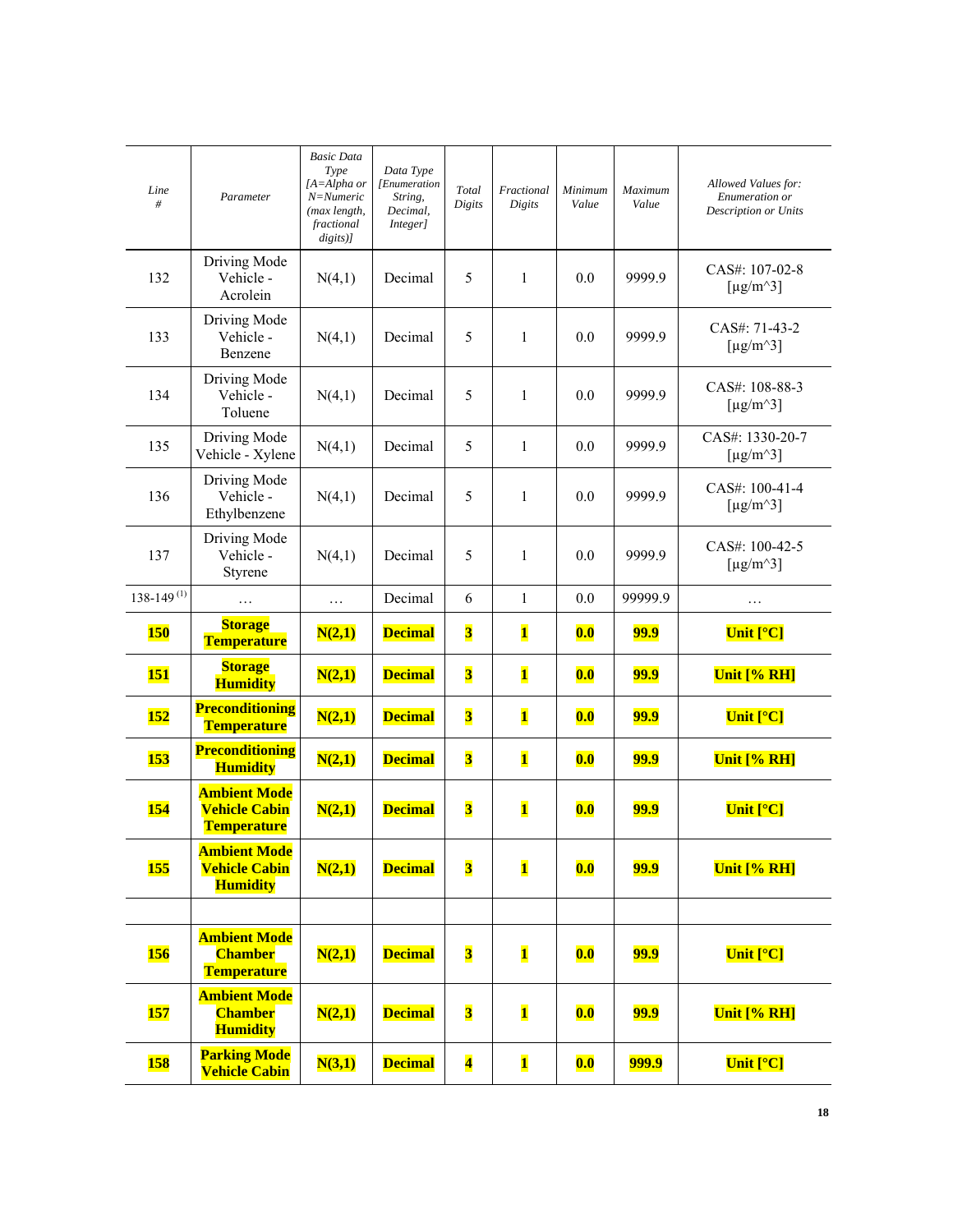| Line # | Parameter | Basic Data Type [A=Alpha or N=Numeric (max length, fractional digits)] | Data Type [Enumeration String, Decimal, Integer] | Total Digits | Fractional Digits | Minimum Value | Maximum Value | Allowed Values for: Enumeration or Description or Units |
|---|---|---|---|---|---|---|---|---|
| 132 | Driving Mode Vehicle - Acrolein | N(4,1) | Decimal | 5 | 1 | 0.0 | 9999.9 | CAS#: 107-02-8 [μg/m^3] |
| 133 | Driving Mode Vehicle - Benzene | N(4,1) | Decimal | 5 | 1 | 0.0 | 9999.9 | CAS#: 71-43-2 [μg/m^3] |
| 134 | Driving Mode Vehicle - Toluene | N(4,1) | Decimal | 5 | 1 | 0.0 | 9999.9 | CAS#: 108-88-3 [μg/m^3] |
| 135 | Driving Mode Vehicle - Xylene | N(4,1) | Decimal | 5 | 1 | 0.0 | 9999.9 | CAS#: 1330-20-7 [μg/m^3] |
| 136 | Driving Mode Vehicle - Ethylbenzene | N(4,1) | Decimal | 5 | 1 | 0.0 | 9999.9 | CAS#: 100-41-4 [μg/m^3] |
| 137 | Driving Mode Vehicle - Styrene | N(4,1) | Decimal | 5 | 1 | 0.0 | 9999.9 | CAS#: 100-42-5 [μg/m^3] |
| 138-149 [(1)] | … | … | Decimal | 6 | 1 | 0.0 | 99999.9 | … |
| **150** | **Storage Temperature** | **N(2,1)** | **Decimal** | **3** | **1** | **0.0** | **99.9** | **Unit [°C]** |
| **151** | **Storage Humidity** | **N(2,1)** | **Decimal** | **3** | **1** | **0.0** | **99.9** | **Unit [% RH]** |
| **152** | **Preconditioning Temperature** | **N(2,1)** | **Decimal** | **3** | **1** | **0.0** | **99.9** | **Unit [°C]** |
| **153** | **Preconditioning Humidity** | **N(2,1)** | **Decimal** | **3** | **1** | **0.0** | **99.9** | **Unit [% RH]** |
| **154** | **Ambient Mode Vehicle Cabin Temperature** | **N(2,1)** | **Decimal** | **3** | **1** | **0.0** | **99.9** | **Unit [°C]** |
| **155** | **Ambient Mode Vehicle Cabin Humidity** | **N(2,1)** | **Decimal** | **3** | **1** | **0.0** | **99.9** | **Unit [% RH]** |
| | | | | | | | | |
| **156** | **Ambient Mode Chamber Temperature** | **N(2,1)** | **Decimal** | **3** | **1** | **0.0** | **99.9** | **Unit [°C]** |
| **157** | **Ambient Mode Chamber Humidity** | **N(2,1)** | **Decimal** | **3** | **1** | **0.0** | **99.9** | **Unit [% RH]** |
| **158** | **Parking Mode Vehicle Cabin** | **N(3,1)** | **Decimal** | **4** | **1** | **0.0** | **999.9** | **Unit [°C]** |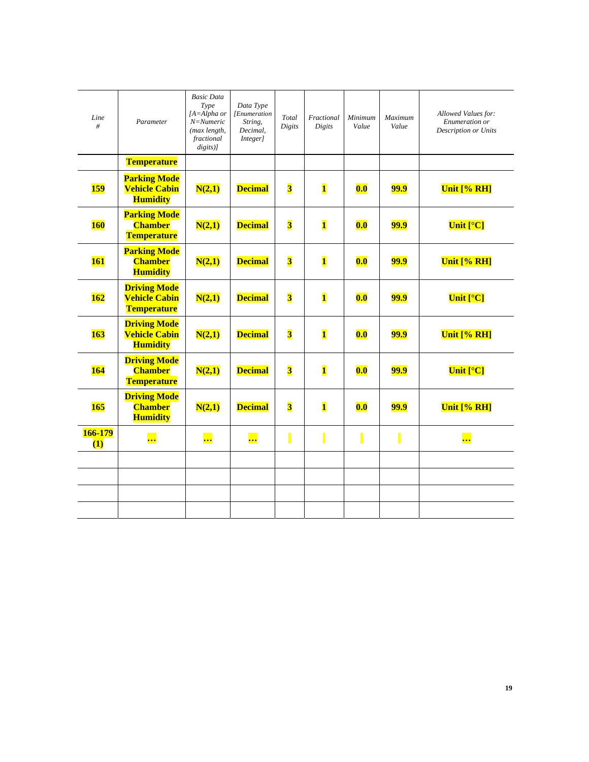| Line # | Parameter | Basic Data Type [A=Alpha or N=Numeric (max length, fractional digits)] | Data Type [Enumeration String, Decimal, Integer] | Total Digits | Fractional Digits | Minimum Value | Maximum Value | Allowed Values for: Enumeration or Description or Units |
|---|---|---|---|---|---|---|---|---|
| | **Temperature** | | | | | | | |
| **159** | **Parking Mode Vehicle Cabin Humidity** | **N(2,1)** | **Decimal** | **3** | **1** | **0.0** | **99.9** | **Unit [% RH]** |
| **160** | **Parking Mode Chamber Temperature** | **N(2,1)** | **Decimal** | **3** | **1** | **0.0** | **99.9** | **Unit [°C]** |
| **161** | **Parking Mode Chamber Humidity** | **N(2,1)** | **Decimal** | **3** | **1** | **0.0** | **99.9** | **Unit [% RH]** |
| **162** | **Driving Mode Vehicle Cabin Temperature** | **N(2,1)** | **Decimal** | **3** | **1** | **0.0** | **99.9** | **Unit [°C]** |
| **163** | **Driving Mode Vehicle Cabin Humidity** | **N(2,1)** | **Decimal** | **3** | **1** | **0.0** | **99.9** | **Unit [% RH]** |
| **164** | **Driving Mode Chamber Temperature** | **N(2,1)** | **Decimal** | **3** | **1** | **0.0** | **99.9** | **Unit [°C]** |
| **165** | **Driving Mode Chamber Humidity** | **N(2,1)** | **Decimal** | **3** | **1** | **0.0** | **99.9** | **Unit [% RH]** |
| **166-179 (1)** | **…** | **…** | **…** | | | | | **…** |
| | | | | | | | | |
| | | | | | | | | |
| | | | | | | | | |
| | | | | | | | | |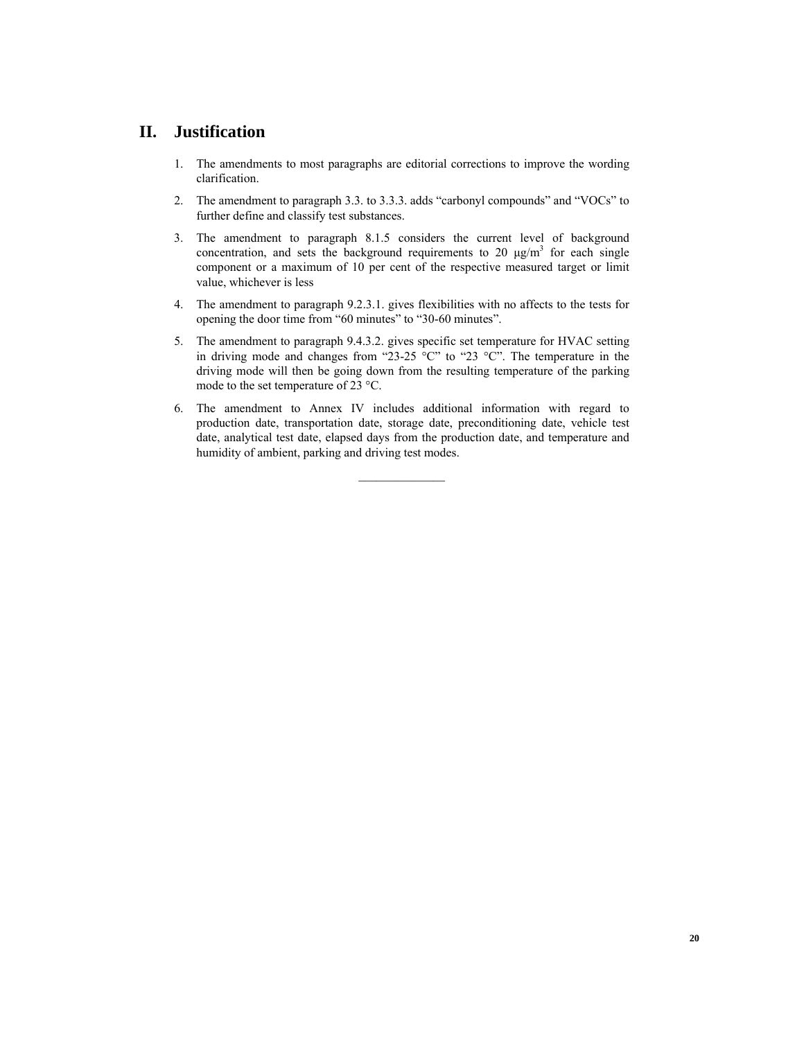## II. Justification

1. The amendments to most paragraphs are editorial corrections to improve the wording clarification.
2. The amendment to paragraph 3.3. to 3.3.3. adds “carbonyl compounds” and “VOCs” to further define and classify test substances.
3. The amendment to paragraph 8.1.5 considers the current level of background concentration, and sets the background requirements to 20 µg/m$^3$ for each single component or a maximum of 10 per cent of the respective measured target or limit value, whichever is less
4. The amendment to paragraph 9.2.3.1. gives flexibilities with no affects to the tests for opening the door time from “60 minutes” to “30-60 minutes”.
5. The amendment to paragraph 9.4.3.2. gives specific set temperature for HVAC setting in driving mode and changes from “23-25 °C” to “23 °C”. The temperature in the driving mode will then be going down from the resulting temperature of the parking mode to the set temperature of 23 °C.
6. The amendment to Annex IV includes additional information with regard to production date, transportation date, storage date, preconditioning date, vehicle test date, analytical test date, elapsed days from the production date, and temperature and humidity of ambient, parking and driving test modes.